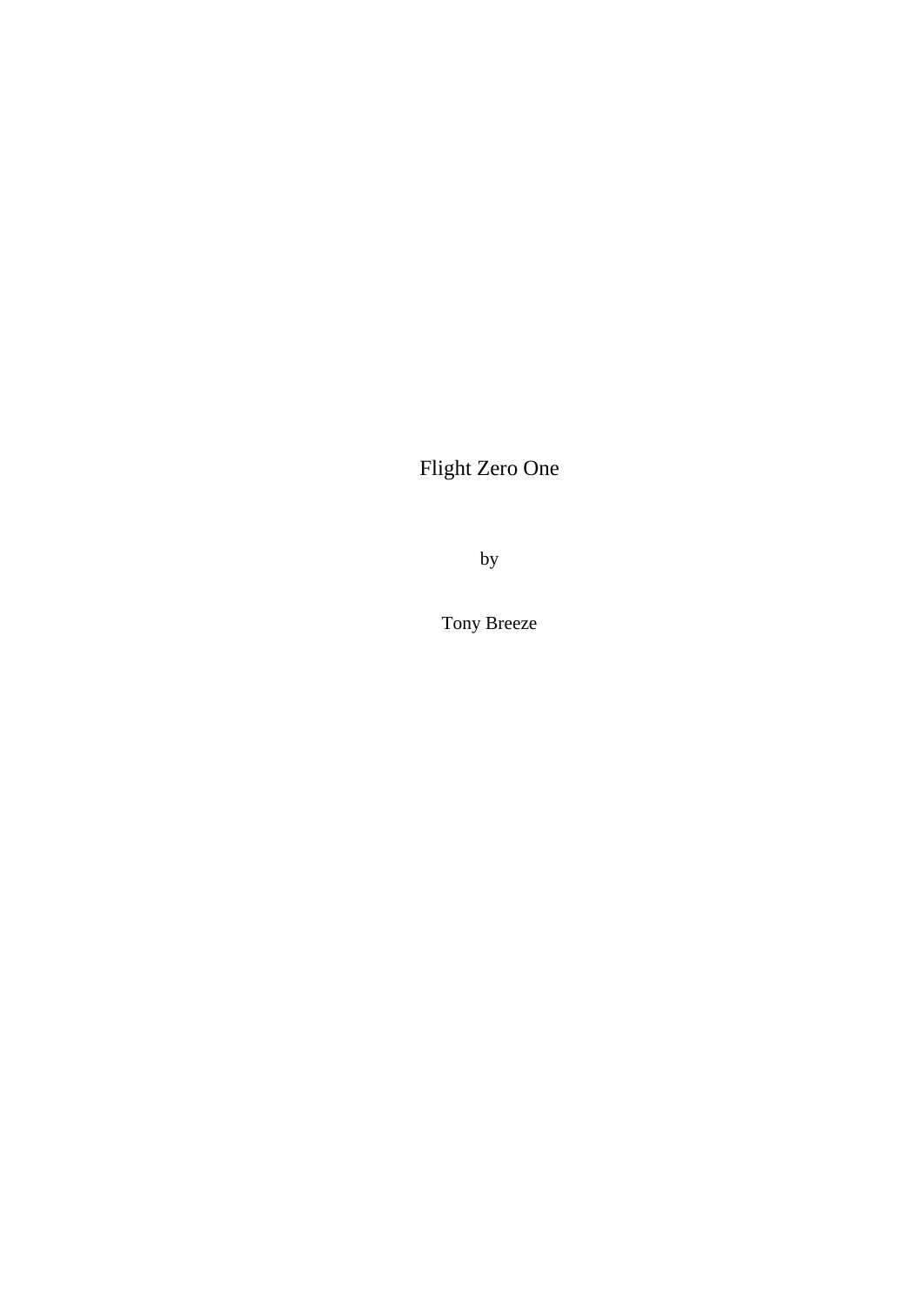# Flight Zero One

by

Tony Breeze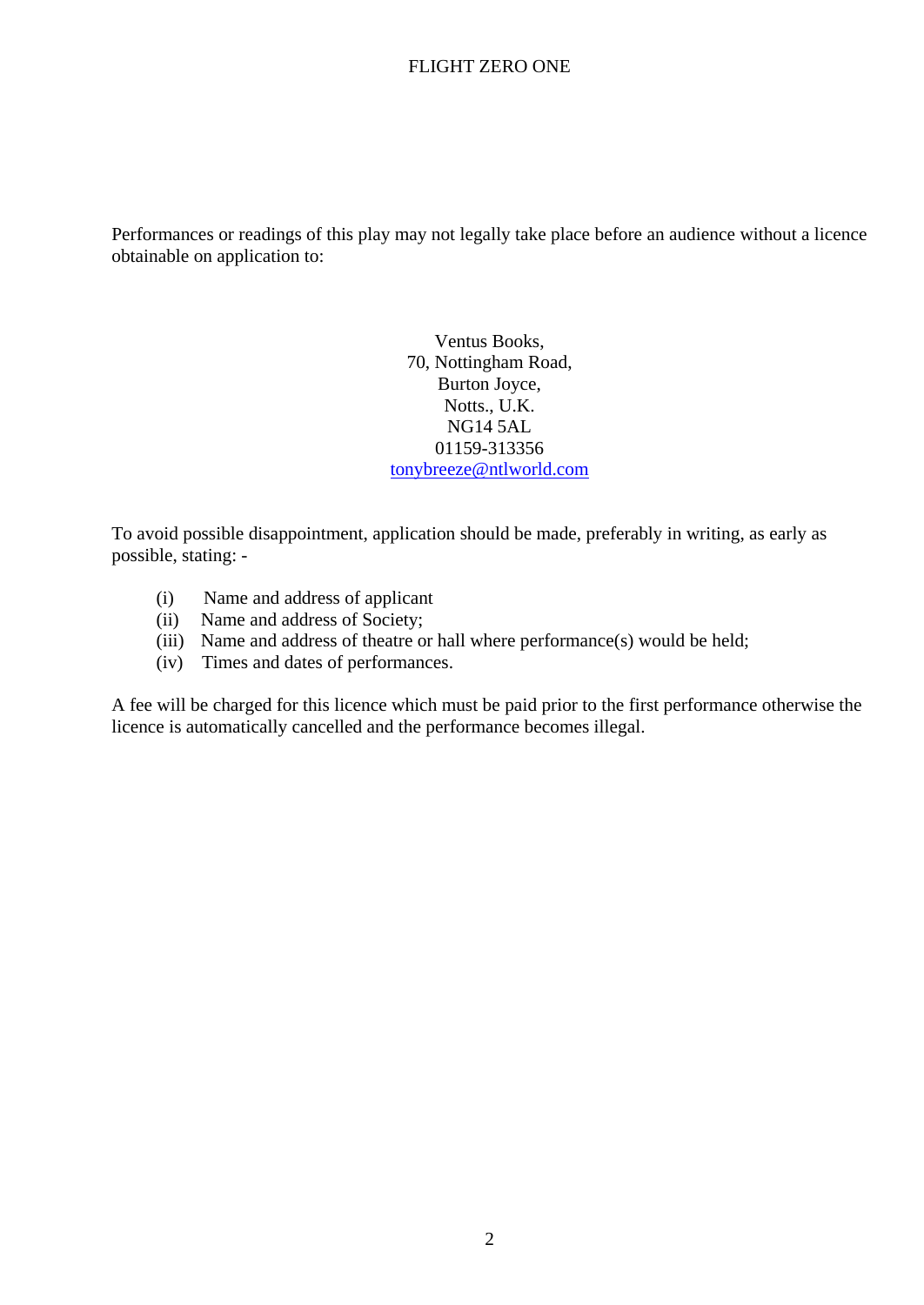Performances or readings of this play may not legally take place before an audience without a licence obtainable on application to:

Ventus Books,
70, Nottingham Road,
Burton Joyce,
Notts., U.K.
NG14 5AL
01159-313356
tonybreeze@ntlworld.com

To avoid possible disappointment, application should be made, preferably in writing, as early as possible, stating: -

(i) Name and address of applicant
(ii) Name and address of Society;
(iii) Name and address of theatre or hall where performance(s) would be held;
(iv) Times and dates of performances.

A fee will be charged for this licence which must be paid prior to the first performance otherwise the licence is automatically cancelled and the performance becomes illegal.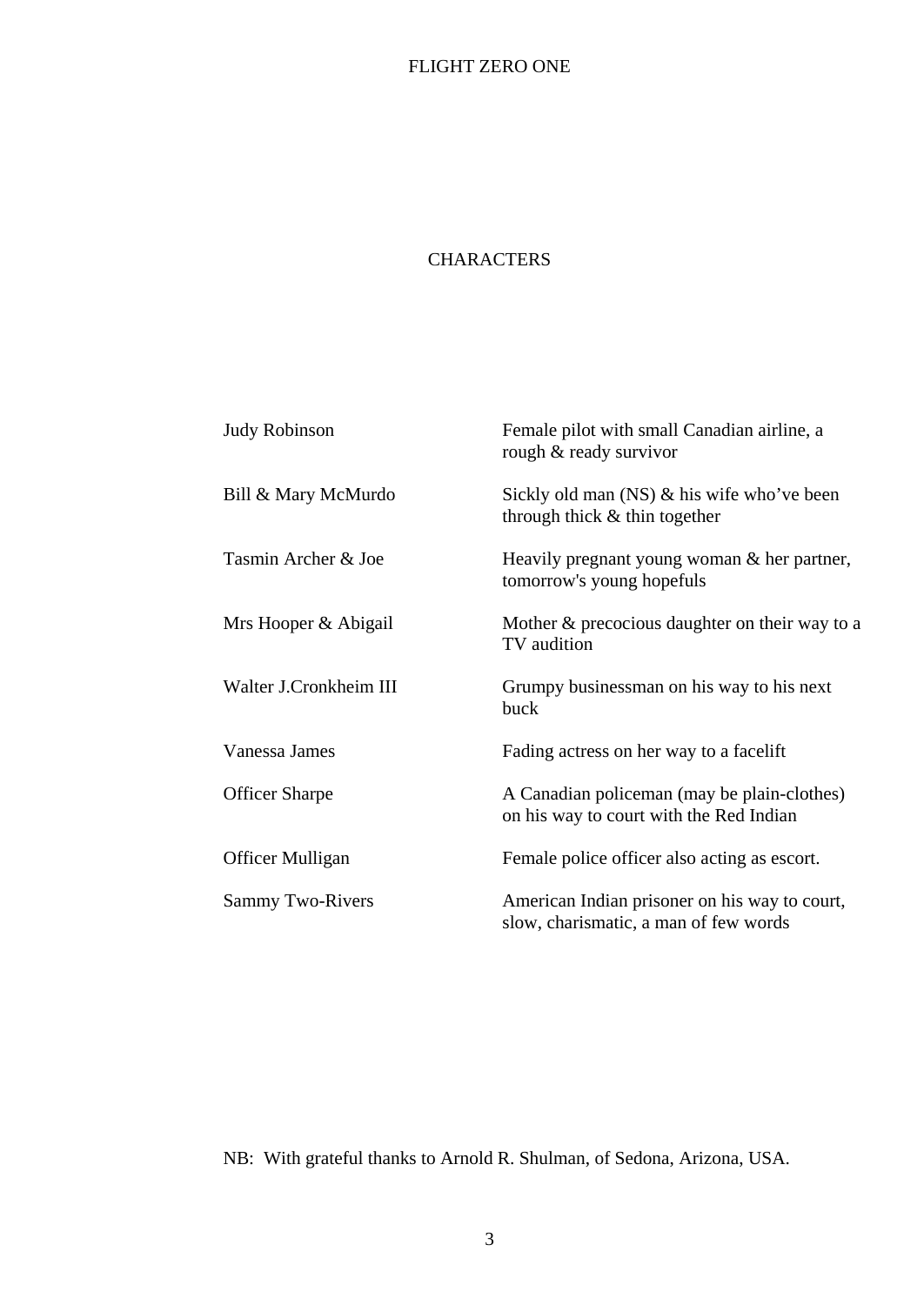# FLIGHT ZERO ONE

## CHARACTERS

| | |
|---|---|
| Judy Robinson | Female pilot with small Canadian airline, a rough & ready survivor |
| Bill & Mary McMurdo | Sickly old man (NS) & his wife who've been through thick & thin together |
| Tasmin Archer & Joe | Heavily pregnant young woman & her partner, tomorrow's young hopefuls |
| Mrs Hooper & Abigail | Mother & precocious daughter on their way to a TV audition |
| Walter J.Cronkheim III | Grumpy businessman on his way to his next buck |
| Vanessa James | Fading actress on her way to a facelift |
| Officer Sharpe | A Canadian policeman (may be plain-clothes) on his way to court with the Red Indian |
| Officer Mulligan | Female police officer also acting as escort. |
| Sammy Two-Rivers | American Indian prisoner on his way to court, slow, charismatic, a man of few words |

NB: With grateful thanks to Arnold R. Shulman, of Sedona, Arizona, USA.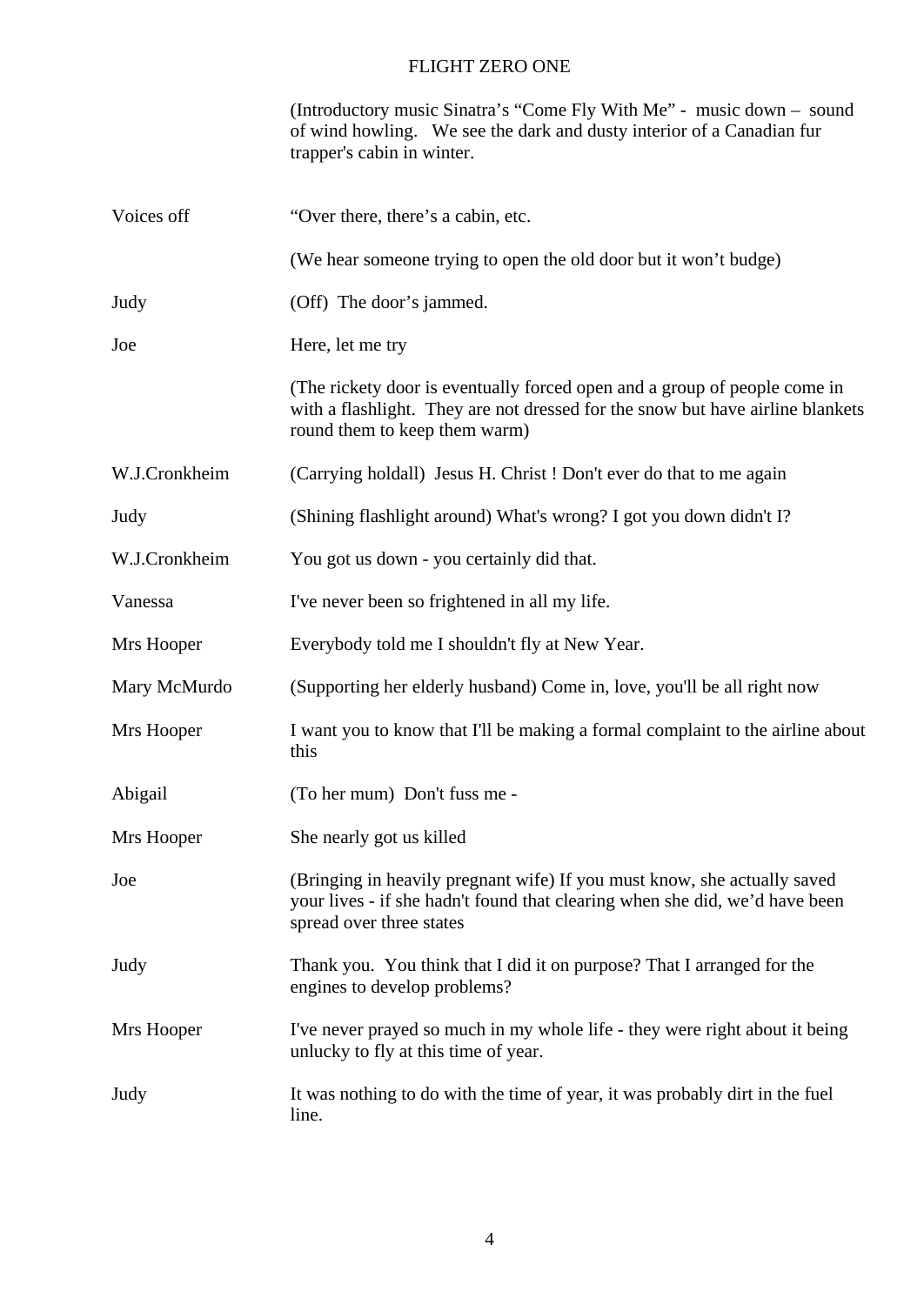# FLIGHT ZERO ONE

(Introductory music Sinatra's "Come Fly With Me" - music down – sound of wind howling. We see the dark and dusty interior of a Canadian fur trapper's cabin in winter.

**Voices off** "Over there, there's a cabin, etc.

(We hear someone trying to open the old door but it won't budge)

**Judy** (Off) The door's jammed.

**Joe** Here, let me try

(The rickety door is eventually forced open and a group of people come in with a flashlight. They are not dressed for the snow but have airline blankets round them to keep them warm)

**W.J.Cronkheim** (Carrying holdall) Jesus H. Christ ! Don't ever do that to me again

**Judy** (Shining flashlight around) What's wrong? I got you down didn't I?

**W.J.Cronkheim** You got us down - you certainly did that.

**Vanessa** I've never been so frightened in all my life.

**Mrs Hooper** Everybody told me I shouldn't fly at New Year.

**Mary McMurdo** (Supporting her elderly husband) Come in, love, you'll be all right now

**Mrs Hooper** I want you to know that I'll be making a formal complaint to the airline about this

**Abigail** (To her mum) Don't fuss me -

**Mrs Hooper** She nearly got us killed

**Joe** (Bringing in heavily pregnant wife) If you must know, she actually saved your lives - if she hadn't found that clearing when she did, we'd have been spread over three states

**Judy** Thank you. You think that I did it on purpose? That I arranged for the engines to develop problems?

**Mrs Hooper** I've never prayed so much in my whole life - they were right about it being unlucky to fly at this time of year.

**Judy** It was nothing to do with the time of year, it was probably dirt in the fuel line.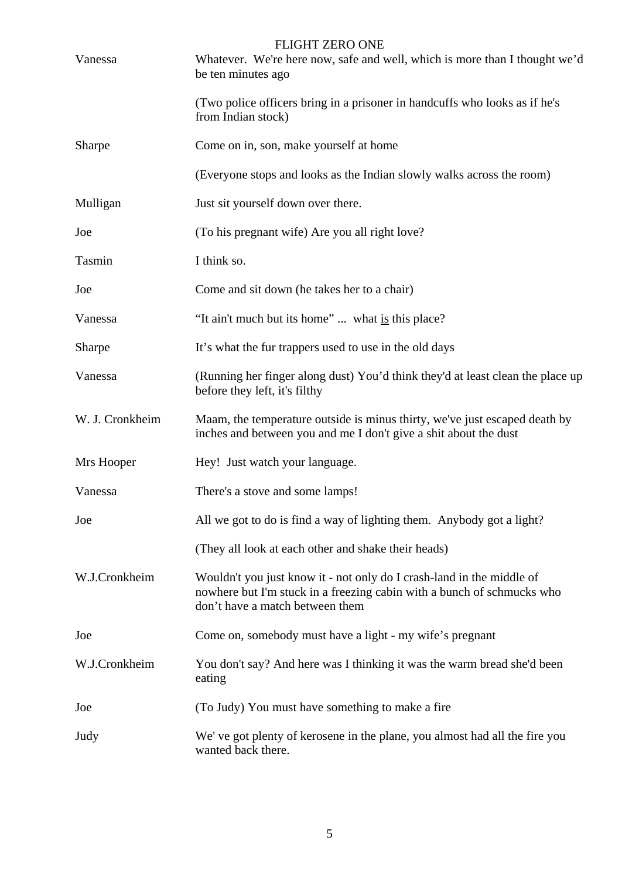Vanessa — Whatever. We're here now, safe and well, which is more than I thought we'd be ten minutes ago

(Two police officers bring in a prisoner in handcuffs who looks as if he's from Indian stock)

Sharpe — Come on in, son, make yourself at home

(Everyone stops and looks as the Indian slowly walks across the room)

Mulligan — Just sit yourself down over there.

Joe — (To his pregnant wife) Are you all right love?

Tasmin — I think so.

Joe — Come and sit down (he takes her to a chair)

Vanessa — "It ain't much but its home" ... what <u>is</u> this place?

Sharpe — It's what the fur trappers used to use in the old days

Vanessa — (Running her finger along dust) You'd think they'd at least clean the place up before they left, it's filthy

W. J. Cronkheim — Maam, the temperature outside is minus thirty, we've just escaped death by inches and between you and me I don't give a shit about the dust

Mrs Hooper — Hey! Just watch your language.

Vanessa — There's a stove and some lamps!

Joe — All we got to do is find a way of lighting them. Anybody got a light?

(They all look at each other and shake their heads)

W.J.Cronkheim — Wouldn't you just know it - not only do I crash-land in the middle of nowhere but I'm stuck in a freezing cabin with a bunch of schmucks who don't have a match between them

Joe — Come on, somebody must have a light - my wife's pregnant

W.J.Cronkheim — You don't say? And here was I thinking it was the warm bread she'd been eating

Joe — (To Judy) You must have something to make a fire

Judy — We' ve got plenty of kerosene in the plane, you almost had all the fire you wanted back there.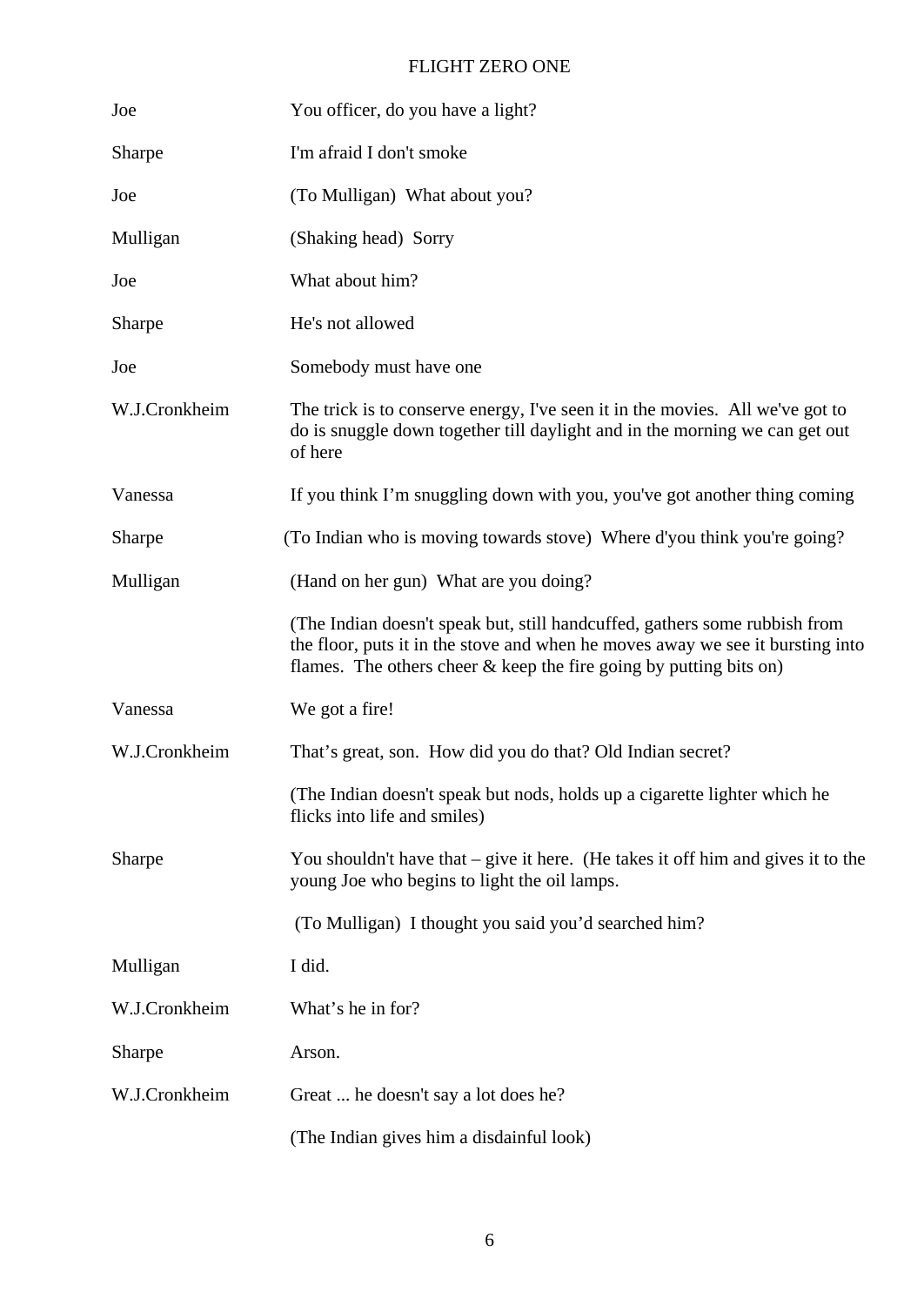| | |
|---|---|
| Joe | You officer, do you have a light? |
| Sharpe | I'm afraid I don't smoke |
| Joe | (To Mulligan)  What about you? |
| Mulligan | (Shaking head)  Sorry |
| Joe | What about him? |
| Sharpe | He's not allowed |
| Joe | Somebody must have one |
| W.J.Cronkheim | The trick is to conserve energy, I've seen it in the movies.  All we've got to do is snuggle down together till daylight and in the morning we can get out of here |
| Vanessa | If you think I'm snuggling down with you, you've got another thing coming |
| Sharpe | (To Indian who is moving towards stove)  Where d'you think you're going? |
| Mulligan | (Hand on her gun)  What are you doing? |
| | (The Indian doesn't speak but, still handcuffed, gathers some rubbish from the floor, puts it in the stove and when he moves away we see it bursting into flames.  The others cheer & keep the fire going by putting bits on) |
| Vanessa | We got a fire! |
| W.J.Cronkheim | That's great, son.  How did you do that? Old Indian secret? |
| | (The Indian doesn't speak but nods, holds up a cigarette lighter which he flicks into life and smiles) |
| Sharpe | You shouldn't have that – give it here.  (He takes it off him and gives it to the young Joe who begins to light the oil lamps. |
| | (To Mulligan)  I thought you said you'd searched him? |
| Mulligan | I did. |
| W.J.Cronkheim | What's he in for? |
| Sharpe | Arson. |
| W.J.Cronkheim | Great ... he doesn't say a lot does he? |
| | (The Indian gives him a disdainful look) |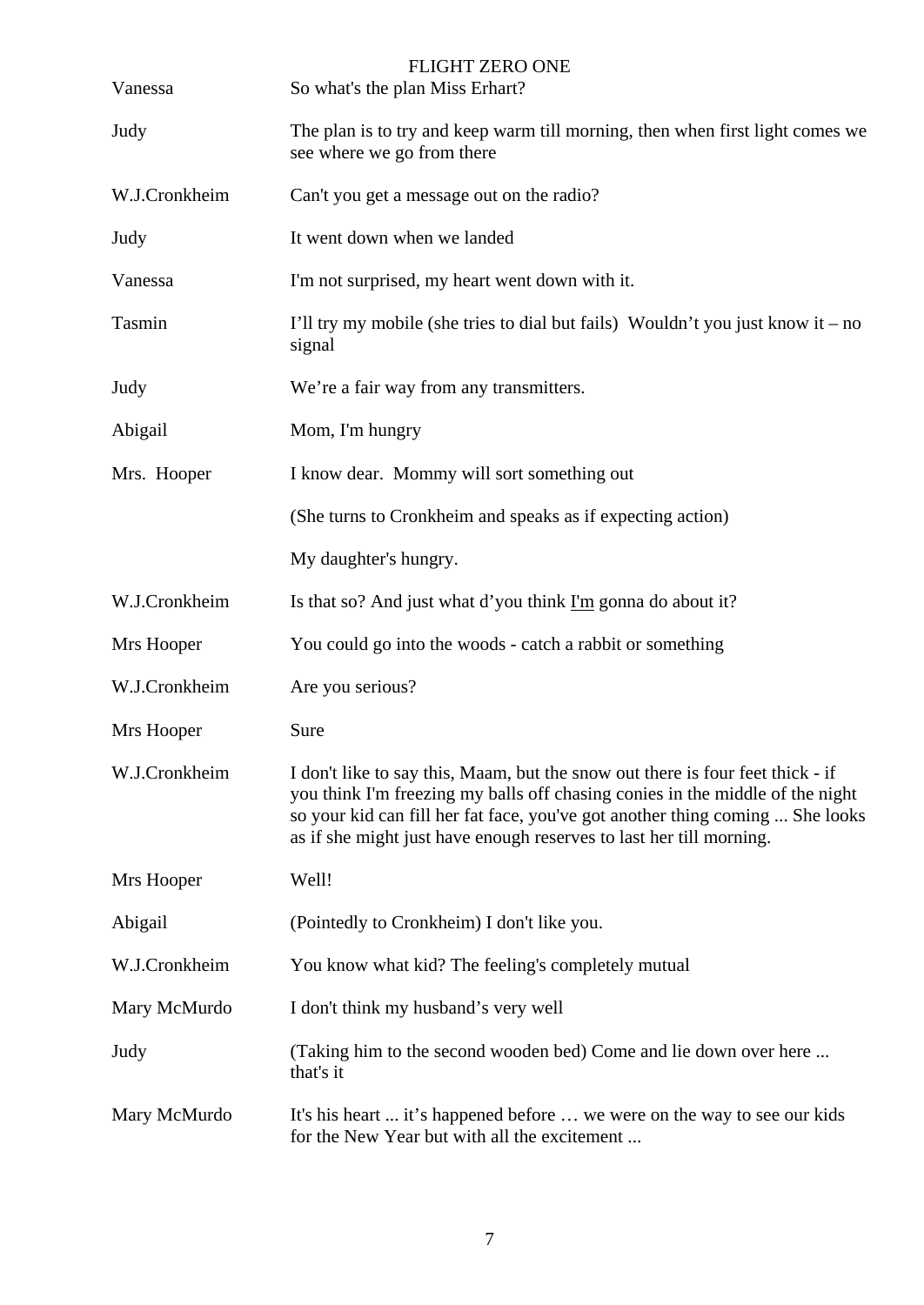| | |
|---|---|
| Vanessa | So what's the plan Miss Erhart? |
| Judy | The plan is to try and keep warm till morning, then when first light comes we see where we go from there |
| W.J.Cronkheim | Can't you get a message out on the radio? |
| Judy | It went down when we landed |
| Vanessa | I'm not surprised, my heart went down with it. |
| Tasmin | I'll try my mobile (she tries to dial but fails) Wouldn't you just know it – no signal |
| Judy | We're a fair way from any transmitters. |
| Abigail | Mom, I'm hungry |
| Mrs. Hooper | I know dear. Mommy will sort something out |
| | (She turns to Cronkheim and speaks as if expecting action) |
| | My daughter's hungry. |
| W.J.Cronkheim | Is that so? And just what d'you think <u>I'm</u> gonna do about it? |
| Mrs Hooper | You could go into the woods - catch a rabbit or something |
| W.J.Cronkheim | Are you serious? |
| Mrs Hooper | Sure |
| W.J.Cronkheim | I don't like to say this, Maam, but the snow out there is four feet thick - if you think I'm freezing my balls off chasing conies in the middle of the night so your kid can fill her fat face, you've got another thing coming ... She looks as if she might just have enough reserves to last her till morning. |
| Mrs Hooper | Well! |
| Abigail | (Pointedly to Cronkheim) I don't like you. |
| W.J.Cronkheim | You know what kid? The feeling's completely mutual |
| Mary McMurdo | I don't think my husband's very well |
| Judy | (Taking him to the second wooden bed) Come and lie down over here ... that's it |
| Mary McMurdo | It's his heart ... it's happened before … we were on the way to see our kids for the New Year but with all the excitement ... |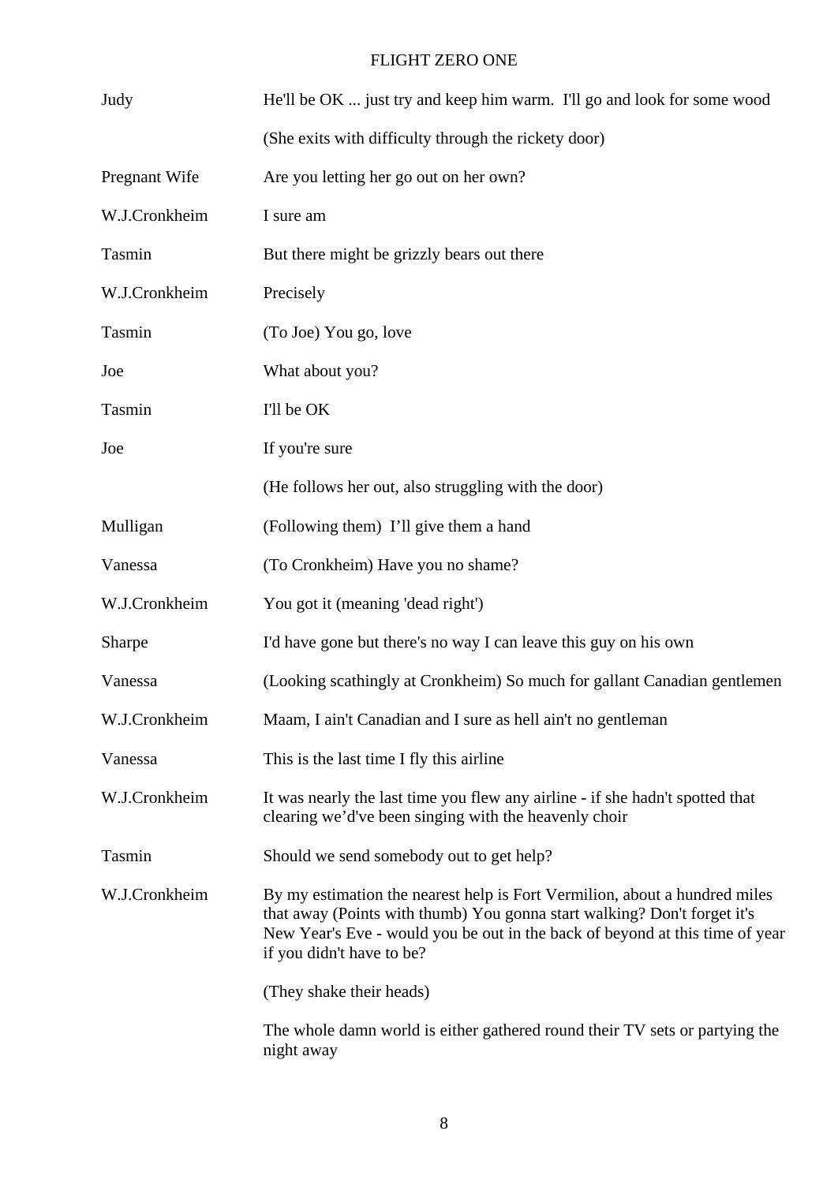| | |
|---|---|
| Judy | He'll be OK ... just try and keep him warm. I'll go and look for some wood |
| | (She exits with difficulty through the rickety door) |
| Pregnant Wife | Are you letting her go out on her own? |
| W.J.Cronkheim | I sure am |
| Tasmin | But there might be grizzly bears out there |
| W.J.Cronkheim | Precisely |
| Tasmin | (To Joe) You go, love |
| Joe | What about you? |
| Tasmin | I'll be OK |
| Joe | If you're sure |
| | (He follows her out, also struggling with the door) |
| Mulligan | (Following them) I'll give them a hand |
| Vanessa | (To Cronkheim) Have you no shame? |
| W.J.Cronkheim | You got it (meaning 'dead right') |
| Sharpe | I'd have gone but there's no way I can leave this guy on his own |
| Vanessa | (Looking scathingly at Cronkheim) So much for gallant Canadian gentlemen |
| W.J.Cronkheim | Maam, I ain't Canadian and I sure as hell ain't no gentleman |
| Vanessa | This is the last time I fly this airline |
| W.J.Cronkheim | It was nearly the last time you flew any airline - if she hadn't spotted that clearing we'd've been singing with the heavenly choir |
| Tasmin | Should we send somebody out to get help? |
| W.J.Cronkheim | By my estimation the nearest help is Fort Vermilion, about a hundred miles that away (Points with thumb) You gonna start walking? Don't forget it's New Year's Eve - would you be out in the back of beyond at this time of year if you didn't have to be? |
| | (They shake their heads) |
| | The whole damn world is either gathered round their TV sets or partying the night away |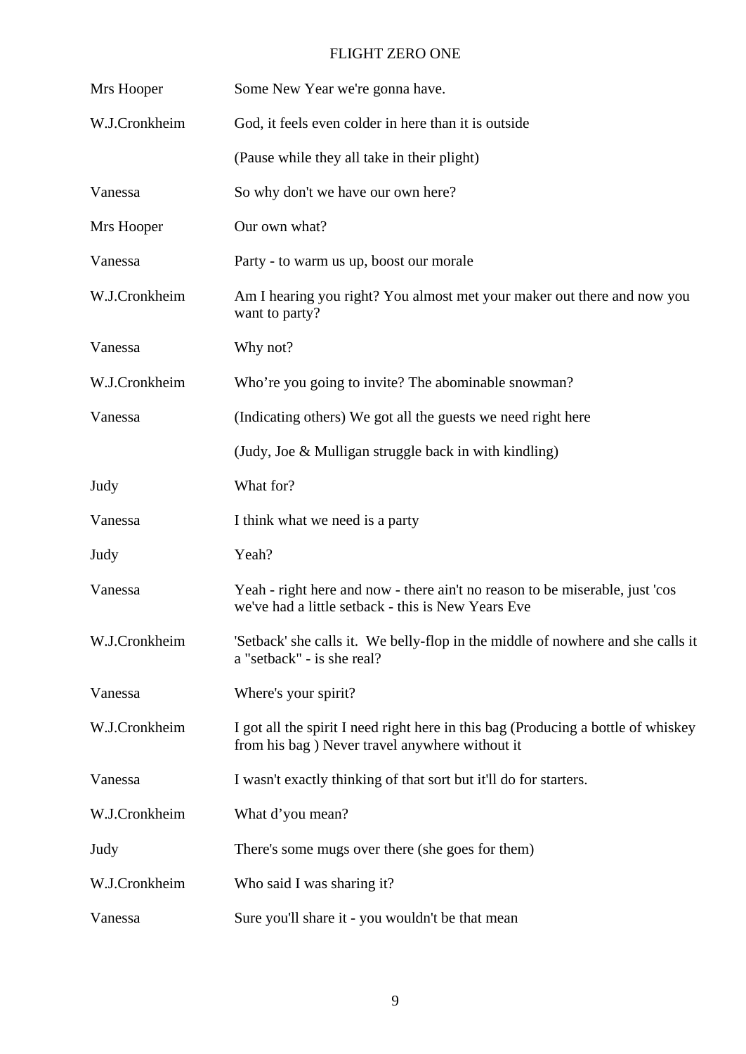| | |
|---|---|
| Mrs Hooper | Some New Year we're gonna have. |
| W.J.Cronkheim | God, it feels even colder in here than it is outside |
| | (Pause while they all take in their plight) |
| Vanessa | So why don't we have our own here? |
| Mrs Hooper | Our own what? |
| Vanessa | Party - to warm us up, boost our morale |
| W.J.Cronkheim | Am I hearing you right? You almost met your maker out there and now you want to party? |
| Vanessa | Why not? |
| W.J.Cronkheim | Who're you going to invite? The abominable snowman? |
| Vanessa | (Indicating others) We got all the guests we need right here |
| | (Judy, Joe & Mulligan struggle back in with kindling) |
| Judy | What for? |
| Vanessa | I think what we need is a party |
| Judy | Yeah? |
| Vanessa | Yeah - right here and now - there ain't no reason to be miserable, just 'cos we've had a little setback - this is New Years Eve |
| W.J.Cronkheim | 'Setback' she calls it. We belly-flop in the middle of nowhere and she calls it a "setback" - is she real? |
| Vanessa | Where's your spirit? |
| W.J.Cronkheim | I got all the spirit I need right here in this bag (Producing a bottle of whiskey from his bag ) Never travel anywhere without it |
| Vanessa | I wasn't exactly thinking of that sort but it'll do for starters. |
| W.J.Cronkheim | What d'you mean? |
| Judy | There's some mugs over there (she goes for them) |
| W.J.Cronkheim | Who said I was sharing it? |
| Vanessa | Sure you'll share it - you wouldn't be that mean |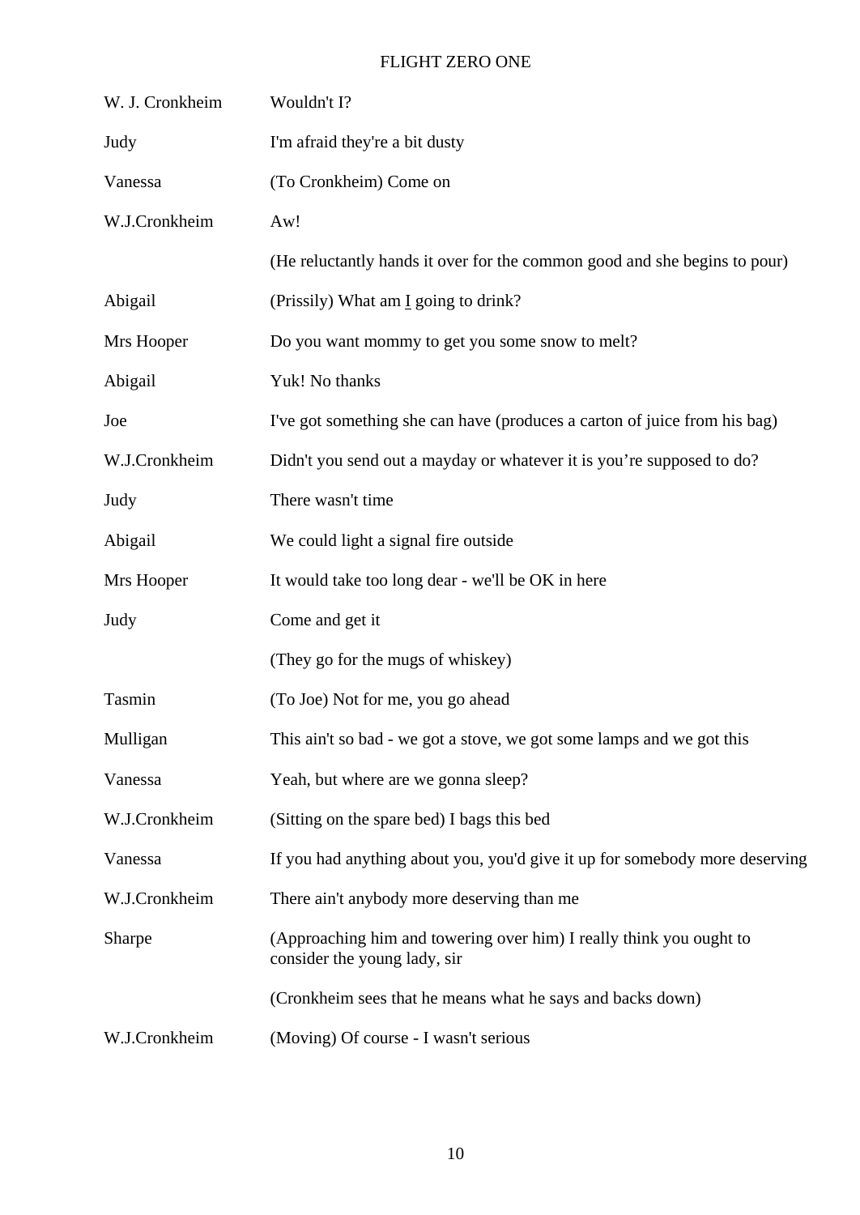| | |
|---|---|
| W. J. Cronkheim | Wouldn't I? |
| Judy | I'm afraid they're a bit dusty |
| Vanessa | (To Cronkheim) Come on |
| W.J.Cronkheim | Aw! |
| | (He reluctantly hands it over for the common good and she begins to pour) |
| Abigail | (Prissily) What am _I_ going to drink? |
| Mrs Hooper | Do you want mommy to get you some snow to melt? |
| Abigail | Yuk! No thanks |
| Joe | I've got something she can have (produces a carton of juice from his bag) |
| W.J.Cronkheim | Didn't you send out a mayday or whatever it is you're supposed to do? |
| Judy | There wasn't time |
| Abigail | We could light a signal fire outside |
| Mrs Hooper | It would take too long dear - we'll be OK in here |
| Judy | Come and get it |
| | (They go for the mugs of whiskey) |
| Tasmin | (To Joe) Not for me, you go ahead |
| Mulligan | This ain't so bad - we got a stove, we got some lamps and we got this |
| Vanessa | Yeah, but where are we gonna sleep? |
| W.J.Cronkheim | (Sitting on the spare bed) I bags this bed |
| Vanessa | If you had anything about you, you'd give it up for somebody more deserving |
| W.J.Cronkheim | There ain't anybody more deserving than me |
| Sharpe | (Approaching him and towering over him) I really think you ought to consider the young lady, sir |
| | (Cronkheim sees that he means what he says and backs down) |
| W.J.Cronkheim | (Moving) Of course - I wasn't serious |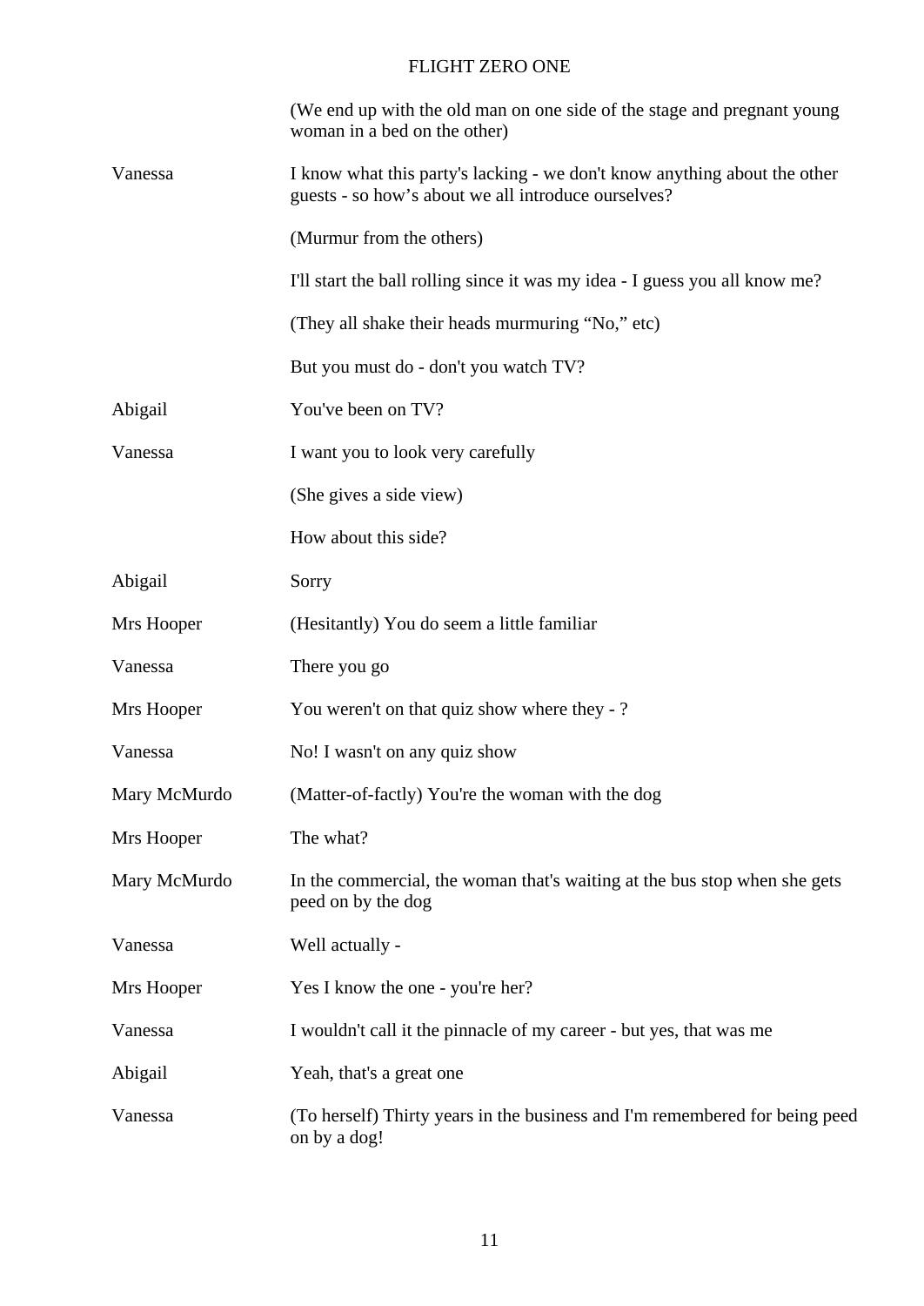(We end up with the old man on one side of the stage and pregnant young woman in a bed on the other)

| | |
|---|---|
| Vanessa | I know what this party's lacking - we don't know anything about the other guests - so how's about we all introduce ourselves? |
| | (Murmur from the others) |
| | I'll start the ball rolling since it was my idea - I guess you all know me? |
| | (They all shake their heads murmuring "No," etc) |
| | But you must do - don't you watch TV? |
| Abigail | You've been on TV? |
| Vanessa | I want you to look very carefully |
| | (She gives a side view) |
| | How about this side? |
| Abigail | Sorry |
| Mrs Hooper | (Hesitantly) You do seem a little familiar |
| Vanessa | There you go |
| Mrs Hooper | You weren't on that quiz show where they - ? |
| Vanessa | No! I wasn't on any quiz show |
| Mary McMurdo | (Matter-of-factly) You're the woman with the dog |
| Mrs Hooper | The what? |
| Mary McMurdo | In the commercial, the woman that's waiting at the bus stop when she gets peed on by the dog |
| Vanessa | Well actually - |
| Mrs Hooper | Yes I know the one - you're her? |
| Vanessa | I wouldn't call it the pinnacle of my career - but yes, that was me |
| Abigail | Yeah, that's a great one |
| Vanessa | (To herself) Thirty years in the business and I'm remembered for being peed on by a dog! |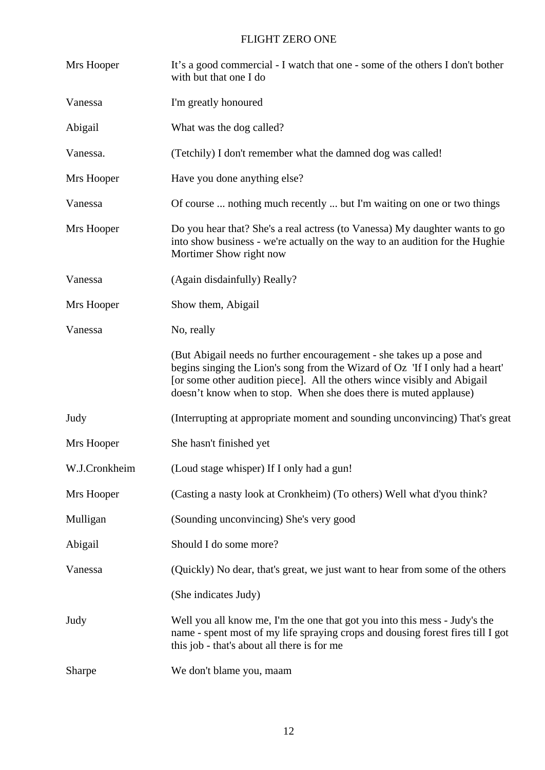Mrs Hooper It's a good commercial - I watch that one - some of the others I don't bother with but that one I do

Vanessa I'm greatly honoured

Abigail What was the dog called?

Vanessa. (Tetchily) I don't remember what the damned dog was called!

Mrs Hooper Have you done anything else?

Vanessa Of course ... nothing much recently ... but I'm waiting on one or two things

Mrs Hooper Do you hear that? She's a real actress (to Vanessa) My daughter wants to go into show business - we're actually on the way to an audition for the Hughie Mortimer Show right now

Vanessa (Again disdainfully) Really?

Mrs Hooper Show them, Abigail

Vanessa No, really

(But Abigail needs no further encouragement - she takes up a pose and begins singing the Lion's song from the Wizard of Oz 'If I only had a heart' [or some other audition piece]. All the others wince visibly and Abigail doesn't know when to stop. When she does there is muted applause)

Judy (Interrupting at appropriate moment and sounding unconvincing) That's great

Mrs Hooper She hasn't finished yet

W.J.Cronkheim (Loud stage whisper) If I only had a gun!

Mrs Hooper (Casting a nasty look at Cronkheim) (To others) Well what d'you think?

Mulligan (Sounding unconvincing) She's very good

Abigail Should I do some more?

Vanessa (Quickly) No dear, that's great, we just want to hear from some of the others

(She indicates Judy)

Judy Well you all know me, I'm the one that got you into this mess - Judy's the name - spent most of my life spraying crops and dousing forest fires till I got this job - that's about all there is for me

Sharpe We don't blame you, maam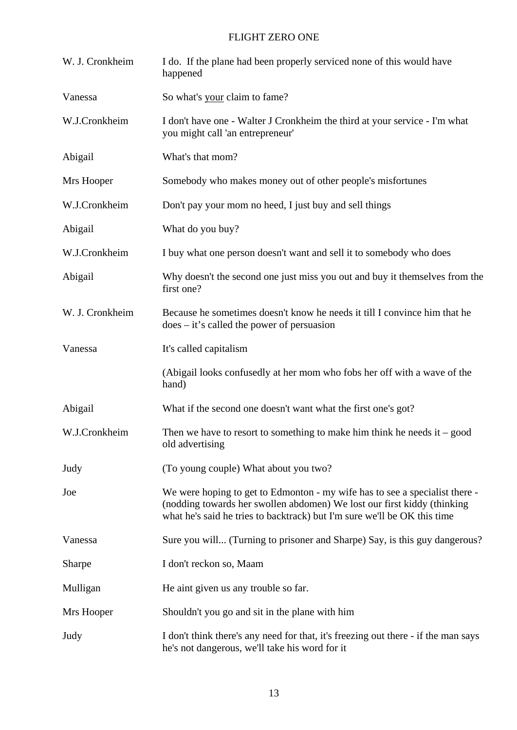W. J. Cronkheim: I do. If the plane had been properly serviced none of this would have happened

Vanessa: So what's <u>your</u> claim to fame?

W.J.Cronkheim: I don't have one - Walter J Cronkheim the third at your service - I'm what you might call 'an entrepreneur'

Abigail: What's that mom?

Mrs Hooper: Somebody who makes money out of other people's misfortunes

W.J.Cronkheim: Don't pay your mom no heed, I just buy and sell things

Abigail: What do you buy?

W.J.Cronkheim: I buy what one person doesn't want and sell it to somebody who does

Abigail: Why doesn't the second one just miss you out and buy it themselves from the first one?

W. J. Cronkheim: Because he sometimes doesn't know he needs it till I convince him that he does – it's called the power of persuasion

Vanessa: It's called capitalism

(Abigail looks confusedly at her mom who fobs her off with a wave of the hand)

Abigail: What if the second one doesn't want what the first one's got?

W.J.Cronkheim: Then we have to resort to something to make him think he needs it – good old advertising

Judy: (To young couple) What about you two?

Joe: We were hoping to get to Edmonton - my wife has to see a specialist there - (nodding towards her swollen abdomen) We lost our first kiddy (thinking what he's said he tries to backtrack) but I'm sure we'll be OK this time

Vanessa: Sure you will... (Turning to prisoner and Sharpe) Say, is this guy dangerous?

Sharpe: I don't reckon so, Maam

Mulligan: He aint given us any trouble so far.

Mrs Hooper: Shouldn't you go and sit in the plane with him

Judy: I don't think there's any need for that, it's freezing out there - if the man says he's not dangerous, we'll take his word for it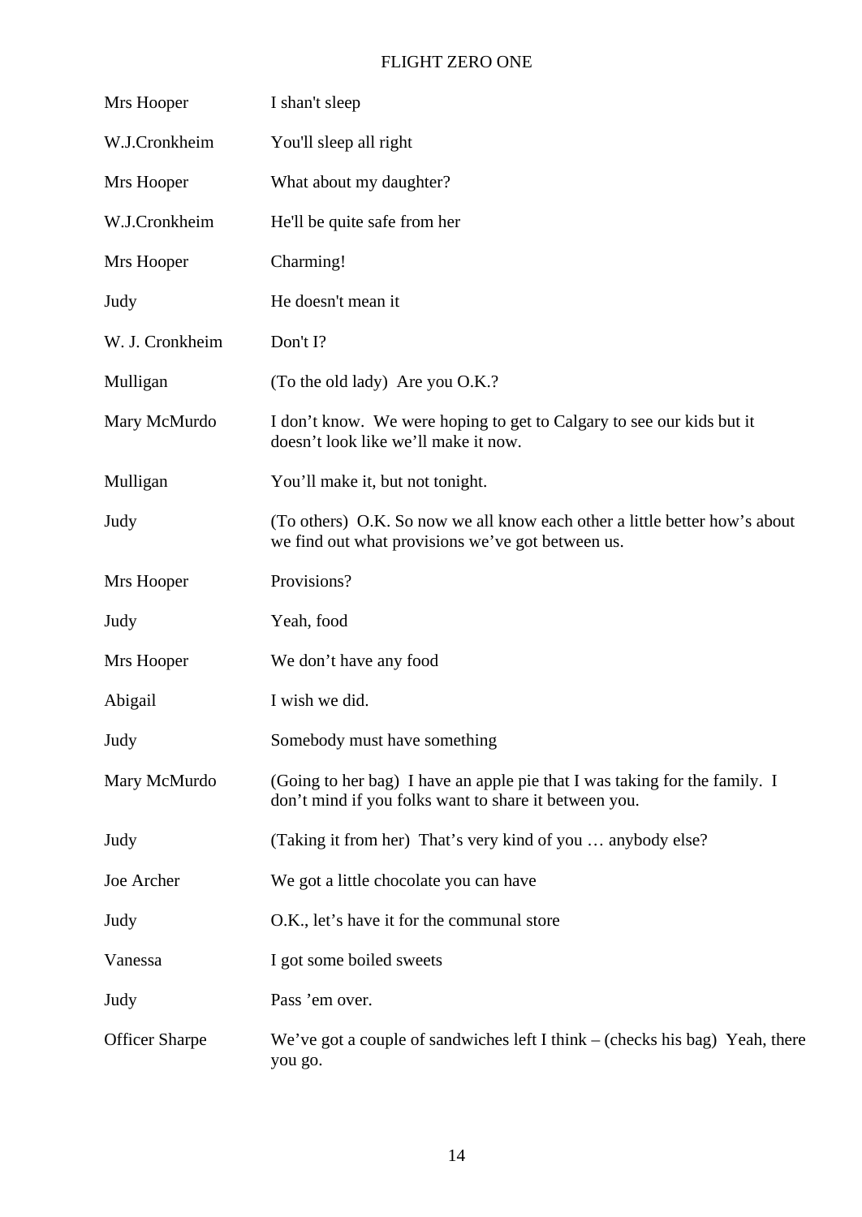| | |
|---|---|
| Mrs Hooper | I shan't sleep |
| W.J.Cronkheim | You'll sleep all right |
| Mrs Hooper | What about my daughter? |
| W.J.Cronkheim | He'll be quite safe from her |
| Mrs Hooper | Charming! |
| Judy | He doesn't mean it |
| W. J. Cronkheim | Don't I? |
| Mulligan | (To the old lady) Are you O.K.? |
| Mary McMurdo | I don't know. We were hoping to get to Calgary to see our kids but it doesn't look like we'll make it now. |
| Mulligan | You'll make it, but not tonight. |
| Judy | (To others) O.K. So now we all know each other a little better how's about we find out what provisions we've got between us. |
| Mrs Hooper | Provisions? |
| Judy | Yeah, food |
| Mrs Hooper | We don't have any food |
| Abigail | I wish we did. |
| Judy | Somebody must have something |
| Mary McMurdo | (Going to her bag) I have an apple pie that I was taking for the family. I don't mind if you folks want to share it between you. |
| Judy | (Taking it from her) That's very kind of you … anybody else? |
| Joe Archer | We got a little chocolate you can have |
| Judy | O.K., let's have it for the communal store |
| Vanessa | I got some boiled sweets |
| Judy | Pass 'em over. |
| Officer Sharpe | We've got a couple of sandwiches left I think – (checks his bag) Yeah, there you go. |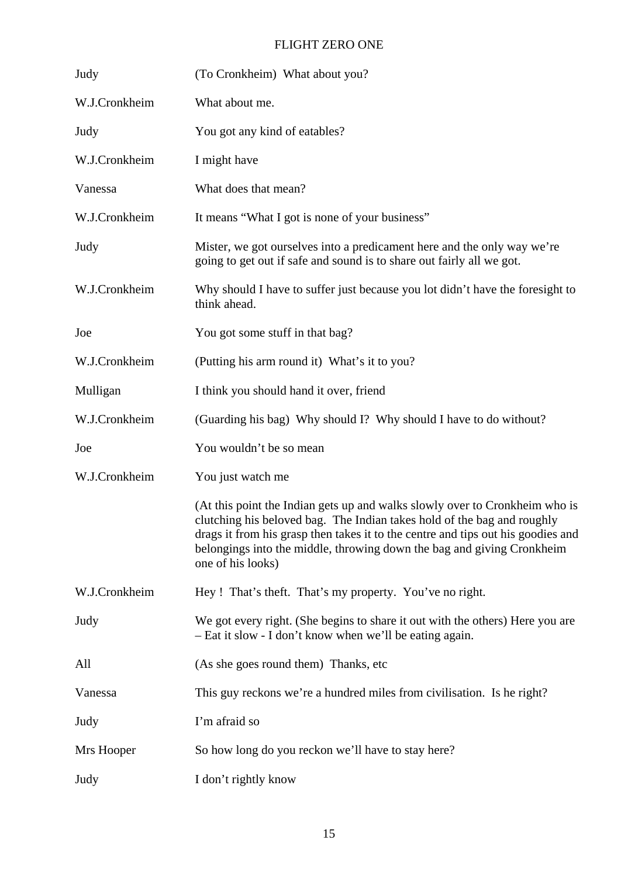Judy (To Cronkheim) What about you?

W.J.Cronkheim What about me.

Judy You got any kind of eatables?

W.J.Cronkheim I might have

Vanessa What does that mean?

W.J.Cronkheim It means "What I got is none of your business"

Judy Mister, we got ourselves into a predicament here and the only way we're going to get out if safe and sound is to share out fairly all we got.

W.J.Cronkheim Why should I have to suffer just because you lot didn't have the foresight to think ahead.

Joe You got some stuff in that bag?

W.J.Cronkheim (Putting his arm round it) What's it to you?

Mulligan I think you should hand it over, friend

W.J.Cronkheim (Guarding his bag) Why should I? Why should I have to do without?

Joe You wouldn't be so mean

W.J.Cronkheim You just watch me

(At this point the Indian gets up and walks slowly over to Cronkheim who is clutching his beloved bag. The Indian takes hold of the bag and roughly drags it from his grasp then takes it to the centre and tips out his goodies and belongings into the middle, throwing down the bag and giving Cronkheim one of his looks)

W.J.Cronkheim Hey ! That's theft. That's my property. You've no right.

Judy We got every right. (She begins to share it out with the others) Here you are – Eat it slow - I don't know when we'll be eating again.

All (As she goes round them) Thanks, etc

Vanessa This guy reckons we're a hundred miles from civilisation. Is he right?

Judy I'm afraid so

Mrs Hooper So how long do you reckon we'll have to stay here?

Judy I don't rightly know